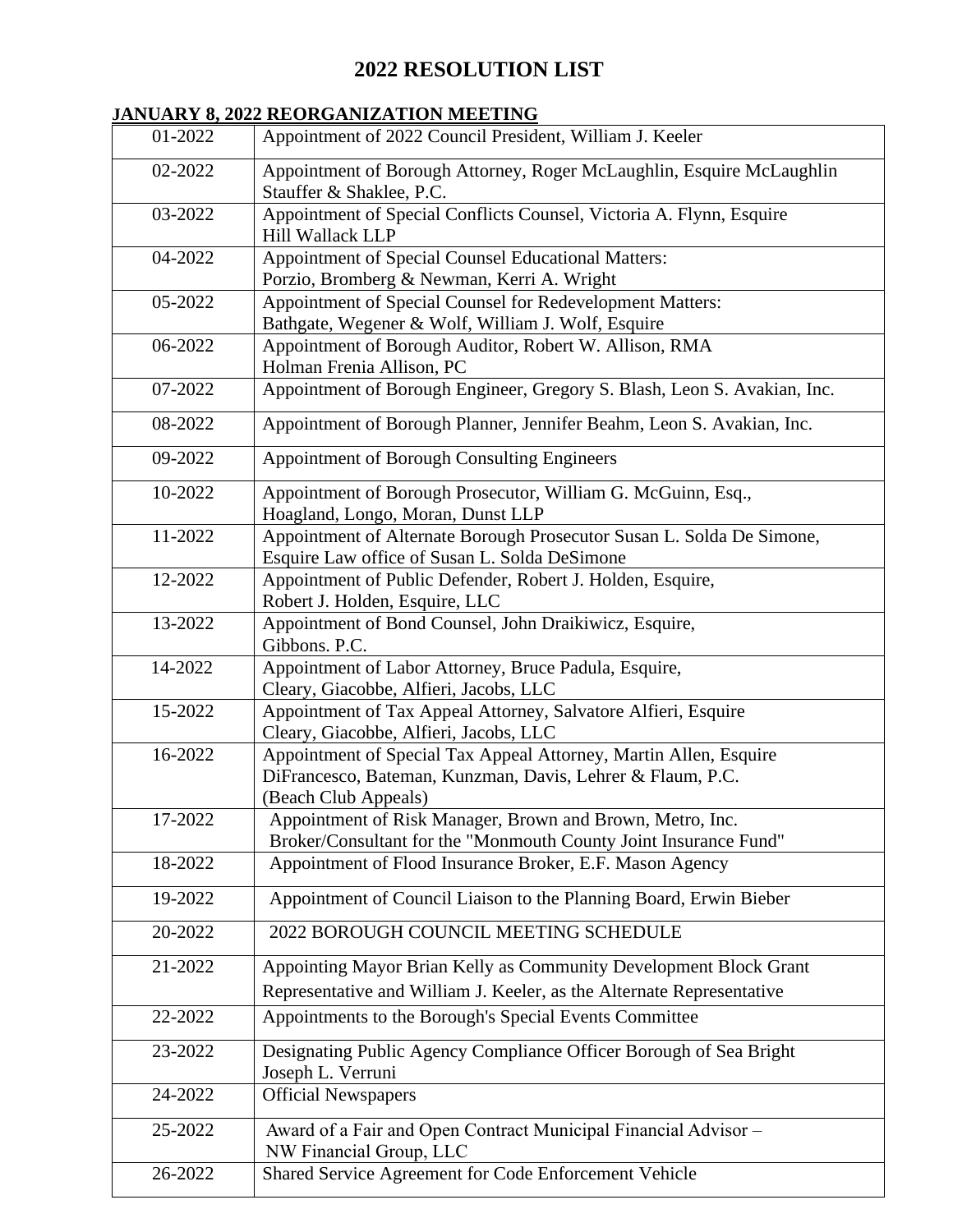# 2022 RESOLUTION LIST

**JANUARY 8, 2022 REORGANIZATION MEETING**

| | |
|---|---|
| 01-2022 | Appointment of 2022 Council President, William J. Keeler |
| 02-2022 | Appointment of Borough Attorney, Roger McLaughlin, Esquire McLaughlin Stauffer & Shaklee, P.C. |
| 03-2022 | Appointment of Special Conflicts Counsel, Victoria A. Flynn, Esquire Hill Wallack LLP |
| 04-2022 | Appointment of Special Counsel Educational Matters: Porzio, Bromberg & Newman, Kerri A. Wright |
| 05-2022 | Appointment of Special Counsel for Redevelopment Matters: Bathgate, Wegener & Wolf, William J. Wolf, Esquire |
| 06-2022 | Appointment of Borough Auditor, Robert W. Allison, RMA Holman Frenia Allison, PC |
| 07-2022 | Appointment of Borough Engineer, Gregory S. Blash, Leon S. Avakian, Inc. |
| 08-2022 | Appointment of Borough Planner, Jennifer Beahm, Leon S. Avakian, Inc. |
| 09-2022 | Appointment of Borough Consulting Engineers |
| 10-2022 | Appointment of Borough Prosecutor, William G. McGuinn, Esq., Hoagland, Longo, Moran, Dunst LLP |
| 11-2022 | Appointment of Alternate Borough Prosecutor Susan L. Solda De Simone, Esquire Law office of Susan L. Solda DeSimone |
| 12-2022 | Appointment of Public Defender, Robert J. Holden, Esquire, Robert J. Holden, Esquire, LLC |
| 13-2022 | Appointment of Bond Counsel, John Draikiwicz, Esquire, Gibbons. P.C. |
| 14-2022 | Appointment of Labor Attorney, Bruce Padula, Esquire, Cleary, Giacobbe, Alfieri, Jacobs, LLC |
| 15-2022 | Appointment of Tax Appeal Attorney, Salvatore Alfieri, Esquire Cleary, Giacobbe, Alfieri, Jacobs, LLC |
| 16-2022 | Appointment of Special Tax Appeal Attorney, Martin Allen, Esquire DiFrancesco, Bateman, Kunzman, Davis, Lehrer & Flaum, P.C. (Beach Club Appeals) |
| 17-2022 | Appointment of Risk Manager, Brown and Brown, Metro, Inc. Broker/Consultant for the "Monmouth County Joint Insurance Fund" |
| 18-2022 | Appointment of Flood Insurance Broker, E.F. Mason Agency |
| 19-2022 | Appointment of Council Liaison to the Planning Board, Erwin Bieber |
| 20-2022 | 2022 BOROUGH COUNCIL MEETING SCHEDULE |
| 21-2022 | Appointing Mayor Brian Kelly as Community Development Block Grant Representative and William J. Keeler, as the Alternate Representative |
| 22-2022 | Appointments to the Borough's Special Events Committee |
| 23-2022 | Designating Public Agency Compliance Officer Borough of Sea Bright Joseph L. Verruni |
| 24-2022 | Official Newspapers |
| 25-2022 | Award of a Fair and Open Contract Municipal Financial Advisor – NW Financial Group, LLC |
| 26-2022 | Shared Service Agreement for Code Enforcement Vehicle |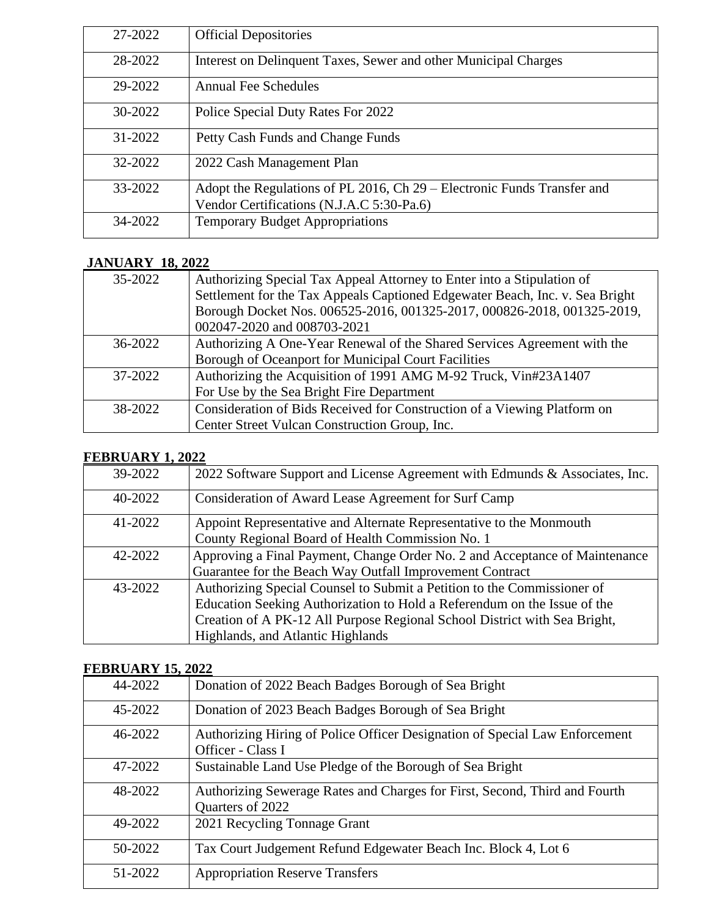| | |
|---|---|
| 27-2022 | Official Depositories |
| 28-2022 | Interest on Delinquent Taxes, Sewer and other Municipal Charges |
| 29-2022 | Annual Fee Schedules |
| 30-2022 | Police Special Duty Rates For 2022 |
| 31-2022 | Petty Cash Funds and Change Funds |
| 32-2022 | 2022 Cash Management Plan |
| 33-2022 | Adopt the Regulations of PL 2016, Ch 29 – Electronic Funds Transfer and Vendor Certifications (N.J.A.C 5:30-Pa.6) |
| 34-2022 | Temporary Budget Appropriations |

**JANUARY 18, 2022**

| | |
|---|---|
| 35-2022 | Authorizing Special Tax Appeal Attorney to Enter into a Stipulation of Settlement for the Tax Appeals Captioned Edgewater Beach, Inc. v. Sea Bright Borough Docket Nos. 006525-2016, 001325-2017, 000826-2018, 001325-2019, 002047-2020 and 008703-2021 |
| 36-2022 | Authorizing A One-Year Renewal of the Shared Services Agreement with the Borough of Oceanport for Municipal Court Facilities |
| 37-2022 | Authorizing the Acquisition of 1991 AMG M-92 Truck, Vin#23A1407 For Use by the Sea Bright Fire Department |
| 38-2022 | Consideration of Bids Received for Construction of a Viewing Platform on Center Street Vulcan Construction Group, Inc. |

**FEBRUARY 1, 2022**

| | |
|---|---|
| 39-2022 | 2022 Software Support and License Agreement with Edmunds & Associates, Inc. |
| 40-2022 | Consideration of Award Lease Agreement for Surf Camp |
| 41-2022 | Appoint Representative and Alternate Representative to the Monmouth County Regional Board of Health Commission No. 1 |
| 42-2022 | Approving a Final Payment, Change Order No. 2 and Acceptance of Maintenance Guarantee for the Beach Way Outfall Improvement Contract |
| 43-2022 | Authorizing Special Counsel to Submit a Petition to the Commissioner of Education Seeking Authorization to Hold a Referendum on the Issue of the Creation of A PK-12 All Purpose Regional School District with Sea Bright, Highlands, and Atlantic Highlands |

**FEBRUARY 15, 2022**

| | |
|---|---|
| 44-2022 | Donation of 2022 Beach Badges Borough of Sea Bright |
| 45-2022 | Donation of 2023 Beach Badges Borough of Sea Bright |
| 46-2022 | Authorizing Hiring of Police Officer Designation of Special Law Enforcement Officer - Class I |
| 47-2022 | Sustainable Land Use Pledge of the Borough of Sea Bright |
| 48-2022 | Authorizing Sewerage Rates and Charges for First, Second, Third and Fourth Quarters of 2022 |
| 49-2022 | 2021 Recycling Tonnage Grant |
| 50-2022 | Tax Court Judgement Refund Edgewater Beach Inc. Block 4, Lot 6 |
| 51-2022 | Appropriation Reserve Transfers |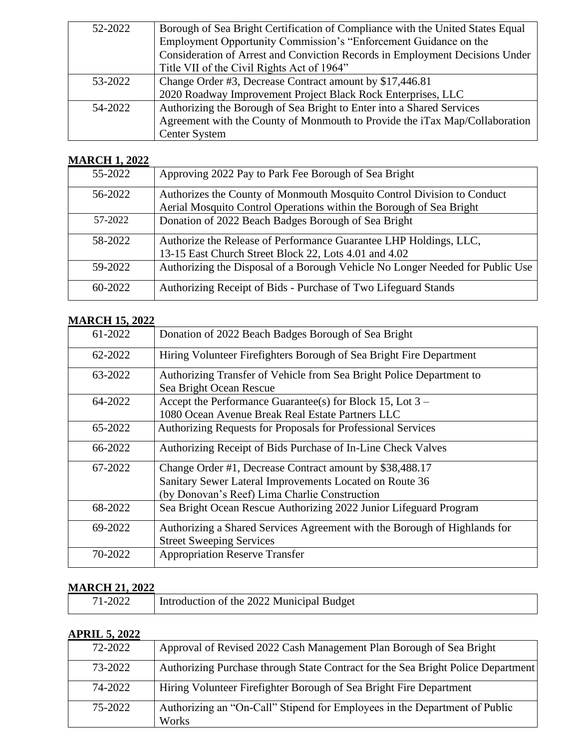| | |
|---|---|
| 52-2022 | Borough of Sea Bright Certification of Compliance with the United States Equal Employment Opportunity Commission's "Enforcement Guidance on the Consideration of Arrest and Conviction Records in Employment Decisions Under Title VII of the Civil Rights Act of 1964" |
| 53-2022 | Change Order #3, Decrease Contract amount by $17,446.81<br>2020 Roadway Improvement Project Black Rock Enterprises, LLC |
| 54-2022 | Authorizing the Borough of Sea Bright to Enter into a Shared Services Agreement with the County of Monmouth to Provide the iTax Map/Collaboration Center System |

**MARCH 1, 2022**

| | |
|---|---|
| 55-2022 | Approving 2022 Pay to Park Fee Borough of Sea Bright |
| 56-2022 | Authorizes the County of Monmouth Mosquito Control Division to Conduct Aerial Mosquito Control Operations within the Borough of Sea Bright |
| 57-2022 | Donation of 2022 Beach Badges Borough of Sea Bright |
| 58-2022 | Authorize the Release of Performance Guarantee LHP Holdings, LLC,<br>13-15 East Church Street Block 22, Lots 4.01 and 4.02 |
| 59-2022 | Authorizing the Disposal of a Borough Vehicle No Longer Needed for Public Use |
| 60-2022 | Authorizing Receipt of Bids - Purchase of Two Lifeguard Stands |

**MARCH 15, 2022**

| | |
|---|---|
| 61-2022 | Donation of 2022 Beach Badges Borough of Sea Bright |
| 62-2022 | Hiring Volunteer Firefighters Borough of Sea Bright Fire Department |
| 63-2022 | Authorizing Transfer of Vehicle from Sea Bright Police Department to Sea Bright Ocean Rescue |
| 64-2022 | Accept the Performance Guarantee(s) for Block 15, Lot 3 –<br>1080 Ocean Avenue Break Real Estate Partners LLC |
| 65-2022 | Authorizing Requests for Proposals for Professional Services |
| 66-2022 | Authorizing Receipt of Bids Purchase of In-Line Check Valves |
| 67-2022 | Change Order #1, Decrease Contract amount by $38,488.17<br>Sanitary Sewer Lateral Improvements Located on Route 36<br>(by Donovan's Reef) Lima Charlie Construction |
| 68-2022 | Sea Bright Ocean Rescue Authorizing 2022 Junior Lifeguard Program |
| 69-2022 | Authorizing a Shared Services Agreement with the Borough of Highlands for Street Sweeping Services |
| 70-2022 | Appropriation Reserve Transfer |

**MARCH 21, 2022**

| | |
|---|---|
| 71-2022 | Introduction of the 2022 Municipal Budget |

**APRIL 5, 2022**

| | |
|---|---|
| 72-2022 | Approval of Revised 2022 Cash Management Plan Borough of Sea Bright |
| 73-2022 | Authorizing Purchase through State Contract for the Sea Bright Police Department |
| 74-2022 | Hiring Volunteer Firefighter Borough of Sea Bright Fire Department |
| 75-2022 | Authorizing an "On-Call" Stipend for Employees in the Department of Public Works |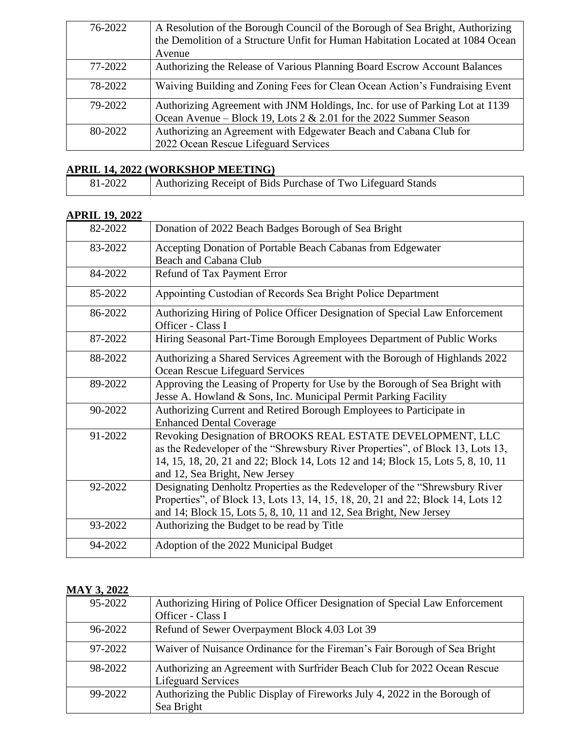| | |
|---|---|
| 76-2022 | A Resolution of the Borough Council of the Borough of Sea Bright, Authorizing the Demolition of a Structure Unfit for Human Habitation Located at 1084 Ocean Avenue |
| 77-2022 | Authorizing the Release of Various Planning Board Escrow Account Balances |
| 78-2022 | Waiving Building and Zoning Fees for Clean Ocean Action's Fundraising Event |
| 79-2022 | Authorizing Agreement with JNM Holdings, Inc. for use of Parking Lot at 1139 Ocean Avenue – Block 19, Lots 2 & 2.01 for the 2022 Summer Season |
| 80-2022 | Authorizing an Agreement with Edgewater Beach and Cabana Club for 2022 Ocean Rescue Lifeguard Services |

**APRIL 14, 2022 (WORKSHOP MEETING)**

| | |
|---|---|
| 81-2022 | Authorizing Receipt of Bids Purchase of Two Lifeguard Stands |

**APRIL 19, 2022**

| | |
|---|---|
| 82-2022 | Donation of 2022 Beach Badges Borough of Sea Bright |
| 83-2022 | Accepting Donation of Portable Beach Cabanas from Edgewater Beach and Cabana Club |
| 84-2022 | Refund of Tax Payment Error |
| 85-2022 | Appointing Custodian of Records Sea Bright Police Department |
| 86-2022 | Authorizing Hiring of Police Officer Designation of Special Law Enforcement Officer - Class I |
| 87-2022 | Hiring Seasonal Part-Time Borough Employees Department of Public Works |
| 88-2022 | Authorizing a Shared Services Agreement with the Borough of Highlands 2022 Ocean Rescue Lifeguard Services |
| 89-2022 | Approving the Leasing of Property for Use by the Borough of Sea Bright with Jesse A. Howland & Sons, Inc. Municipal Permit Parking Facility |
| 90-2022 | Authorizing Current and Retired Borough Employees to Participate in Enhanced Dental Coverage |
| 91-2022 | Revoking Designation of BROOKS REAL ESTATE DEVELOPMENT, LLC as the Redeveloper of the "Shrewsbury River Properties", of Block 13, Lots 13, 14, 15, 18, 20, 21 and 22; Block 14, Lots 12 and 14; Block 15, Lots 5, 8, 10, 11 and 12, Sea Bright, New Jersey |
| 92-2022 | Designating Denholtz Properties as the Redeveloper of the "Shrewsbury River Properties", of Block 13, Lots 13, 14, 15, 18, 20, 21 and 22; Block 14, Lots 12 and 14; Block 15, Lots 5, 8, 10, 11 and 12, Sea Bright, New Jersey |
| 93-2022 | Authorizing the Budget to be read by Title |
| 94-2022 | Adoption of the 2022 Municipal Budget |

**MAY 3, 2022**

| | |
|---|---|
| 95-2022 | Authorizing Hiring of Police Officer Designation of Special Law Enforcement Officer - Class I |
| 96-2022 | Refund of Sewer Overpayment Block 4.03 Lot 39 |
| 97-2022 | Waiver of Nuisance Ordinance for the Fireman's Fair Borough of Sea Bright |
| 98-2022 | Authorizing an Agreement with Surfrider Beach Club for 2022 Ocean Rescue Lifeguard Services |
| 99-2022 | Authorizing the Public Display of Fireworks July 4, 2022 in the Borough of Sea Bright |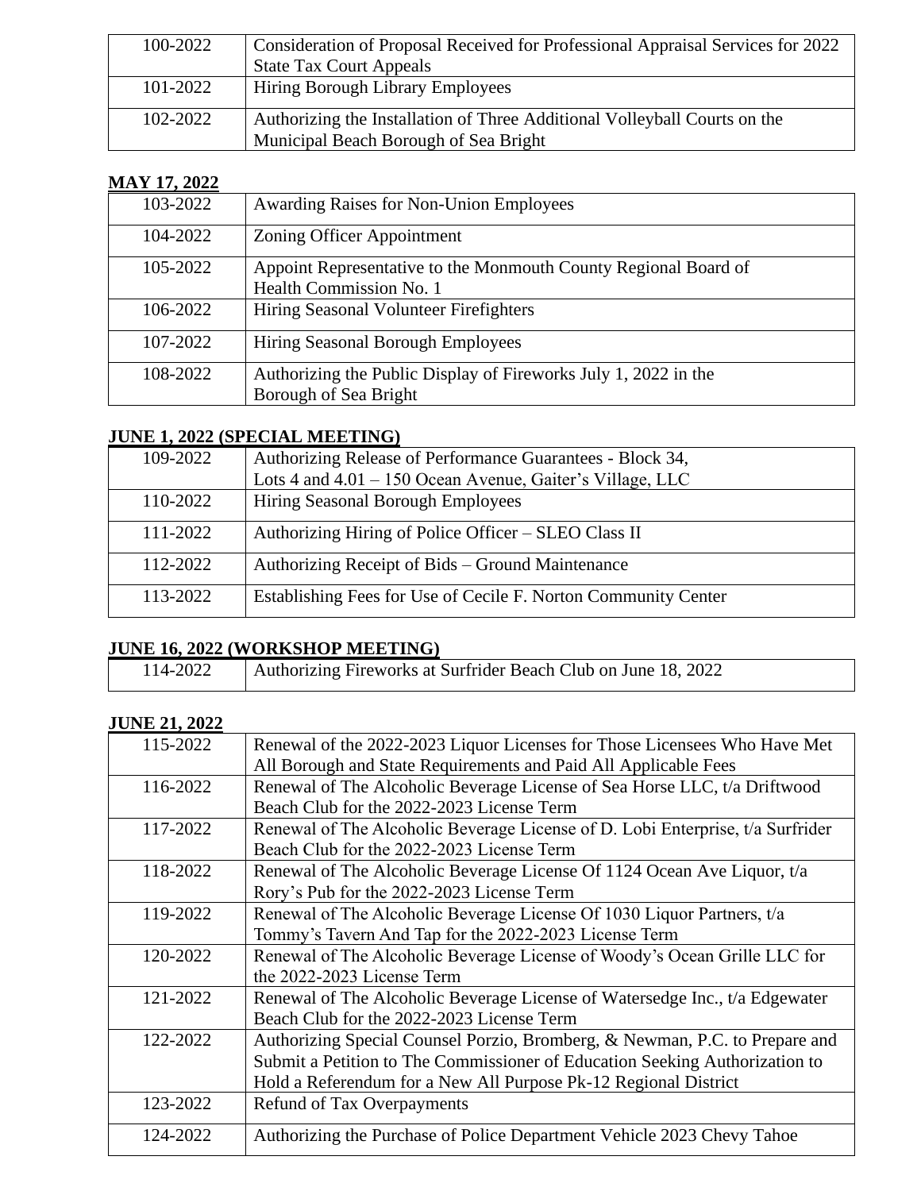| | |
|---|---|
| 100-2022 | Consideration of Proposal Received for Professional Appraisal Services for 2022 State Tax Court Appeals |
| 101-2022 | Hiring Borough Library Employees |
| 102-2022 | Authorizing the Installation of Three Additional Volleyball Courts on the Municipal Beach Borough of Sea Bright |

**MAY 17, 2022**

| | |
|---|---|
| 103-2022 | Awarding Raises for Non-Union Employees |
| 104-2022 | Zoning Officer Appointment |
| 105-2022 | Appoint Representative to the Monmouth County Regional Board of Health Commission No. 1 |
| 106-2022 | Hiring Seasonal Volunteer Firefighters |
| 107-2022 | Hiring Seasonal Borough Employees |
| 108-2022 | Authorizing the Public Display of Fireworks July 1, 2022 in the Borough of Sea Bright |

**JUNE 1, 2022 (SPECIAL MEETING)**

| | |
|---|---|
| 109-2022 | Authorizing Release of Performance Guarantees - Block 34, Lots 4 and 4.01 – 150 Ocean Avenue, Gaiter's Village, LLC |
| 110-2022 | Hiring Seasonal Borough Employees |
| 111-2022 | Authorizing Hiring of Police Officer – SLEO Class II |
| 112-2022 | Authorizing Receipt of Bids – Ground Maintenance |
| 113-2022 | Establishing Fees for Use of Cecile F. Norton Community Center |

**JUNE 16, 2022 (WORKSHOP MEETING)**

| | |
|---|---|
| 114-2022 | Authorizing Fireworks at Surfrider Beach Club on June 18, 2022 |

**JUNE 21, 2022**

| | |
|---|---|
| 115-2022 | Renewal of the 2022-2023 Liquor Licenses for Those Licensees Who Have Met All Borough and State Requirements and Paid All Applicable Fees |
| 116-2022 | Renewal of The Alcoholic Beverage License of Sea Horse LLC, t/a Driftwood Beach Club for the 2022-2023 License Term |
| 117-2022 | Renewal of The Alcoholic Beverage License of D. Lobi Enterprise, t/a Surfrider Beach Club for the 2022-2023 License Term |
| 118-2022 | Renewal of The Alcoholic Beverage License Of 1124 Ocean Ave Liquor, t/a Rory's Pub for the 2022-2023 License Term |
| 119-2022 | Renewal of The Alcoholic Beverage License Of 1030 Liquor Partners, t/a Tommy's Tavern And Tap for the 2022-2023 License Term |
| 120-2022 | Renewal of The Alcoholic Beverage License of Woody's Ocean Grille LLC for the 2022-2023 License Term |
| 121-2022 | Renewal of The Alcoholic Beverage License of Watersedge Inc., t/a Edgewater Beach Club for the 2022-2023 License Term |
| 122-2022 | Authorizing Special Counsel Porzio, Bromberg, & Newman, P.C. to Prepare and Submit a Petition to The Commissioner of Education Seeking Authorization to Hold a Referendum for a New All Purpose Pk-12 Regional District |
| 123-2022 | Refund of Tax Overpayments |
| 124-2022 | Authorizing the Purchase of Police Department Vehicle 2023 Chevy Tahoe |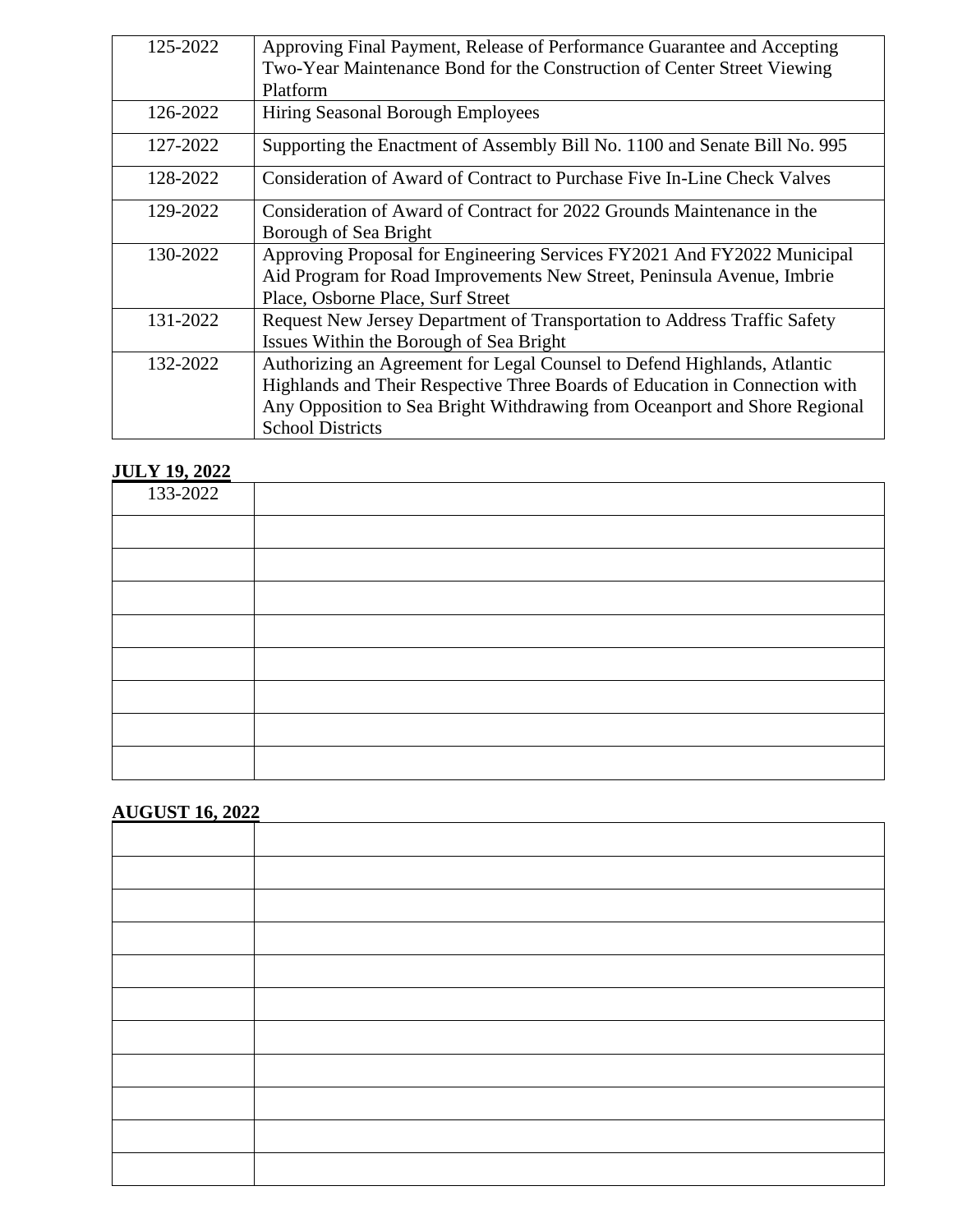| | |
|---|---|
| 125-2022 | Approving Final Payment, Release of Performance Guarantee and Accepting Two-Year Maintenance Bond for the Construction of Center Street Viewing Platform |
| 126-2022 | Hiring Seasonal Borough Employees |
| 127-2022 | Supporting the Enactment of Assembly Bill No. 1100 and Senate Bill No. 995 |
| 128-2022 | Consideration of Award of Contract to Purchase Five In-Line Check Valves |
| 129-2022 | Consideration of Award of Contract for 2022 Grounds Maintenance in the Borough of Sea Bright |
| 130-2022 | Approving Proposal for Engineering Services FY2021 And FY2022 Municipal Aid Program for Road Improvements New Street, Peninsula Avenue, Imbrie Place, Osborne Place, Surf Street |
| 131-2022 | Request New Jersey Department of Transportation to Address Traffic Safety Issues Within the Borough of Sea Bright |
| 132-2022 | Authorizing an Agreement for Legal Counsel to Defend Highlands, Atlantic Highlands and Their Respective Three Boards of Education in Connection with Any Opposition to Sea Bright Withdrawing from Oceanport and Shore Regional School Districts |

**JULY 19, 2022**

| | |
|---|---|
| 133-2022 | |
| | |
| | |
| | |
| | |
| | |
| | |
| | |
| | |

**AUGUST 16, 2022**

| | |
|---|---|
| | |
| | |
| | |
| | |
| | |
| | |
| | |
| | |
| | |
| | |
| | |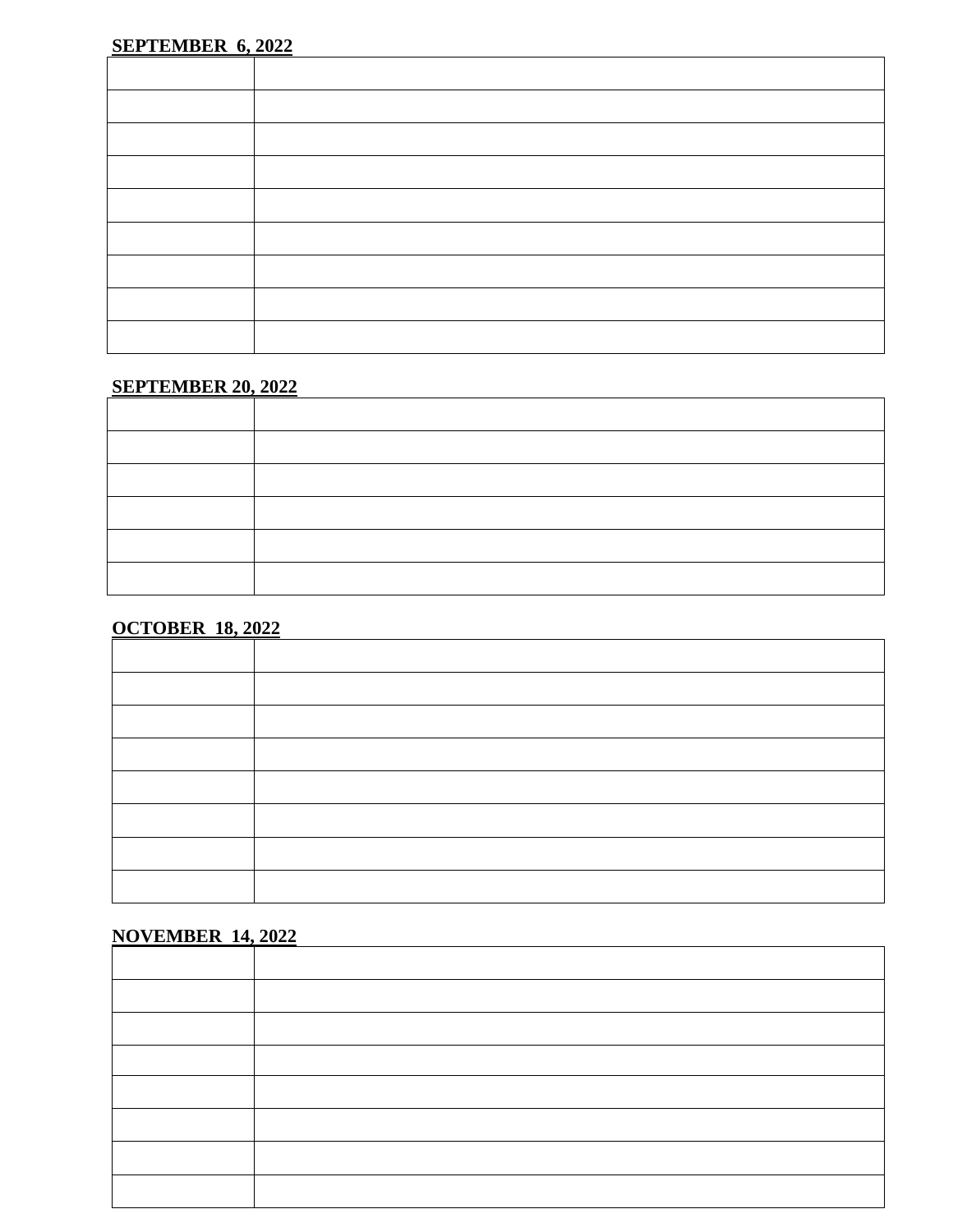**SEPTEMBER 6, 2022**

| | |
|---|---|
| | |
| | |
| | |
| | |
| | |
| | |
| | |
| | |
| | |

**SEPTEMBER 20, 2022**

| | |
|---|---|
| | |
| | |
| | |
| | |
| | |
| | |

**OCTOBER 18, 2022**

| | |
|---|---|
| | |
| | |
| | |
| | |
| | |
| | |
| | |
| | |

**NOVEMBER 14, 2022**

| | |
|---|---|
| | |
| | |
| | |
| | |
| | |
| | |
| | |
| | |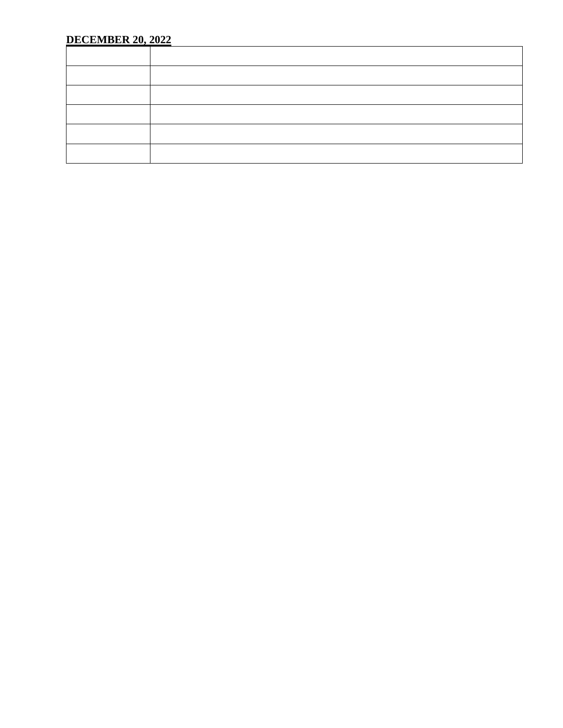**DECEMBER 20, 2022**

| | |
|---|---|
| | |
| | |
| | |
| | |
| | |
| | |